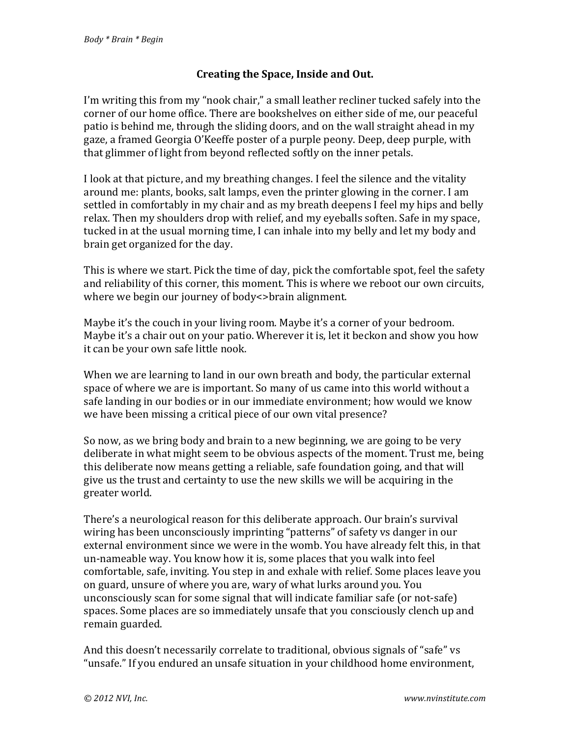# Creating the Space, Inside and Out.

I'm writing this from my "nook chair," a small leather recliner tucked safely into the corner of our home office. There are bookshelves on either side of me, our peaceful patio is behind me, through the sliding doors, and on the wall straight ahead in my gaze, a framed Georgia O'Keeffe poster of a purple peony. Deep, deep purple, with that glimmer of light from beyond reflected softly on the inner petals.

I look at that picture, and my breathing changes. I feel the silence and the vitality around me: plants, books, salt lamps, even the printer glowing in the corner. I am settled in comfortably in my chair and as my breath deepens I feel my hips and belly relax. Then my shoulders drop with relief, and my eyeballs soften. Safe in my space, tucked in at the usual morning time, I can inhale into my belly and let my body and brain get organized for the day.

This is where we start. Pick the time of day, pick the comfortable spot, feel the safety and reliability of this corner, this moment. This is where we reboot our own circuits, where we begin our journey of body<>brain alignment.

Maybe it's the couch in your living room. Maybe it's a corner of your bedroom. Maybe it's a chair out on your patio. Wherever it is, let it beckon and show you how it can be your own safe little nook.

When we are learning to land in our own breath and body, the particular external space of where we are is important. So many of us came into this world without a safe landing in our bodies or in our immediate environment; how would we know we have been missing a critical piece of our own vital presence?

So now, as we bring body and brain to a new beginning, we are going to be very deliberate in what might seem to be obvious aspects of the moment. Trust me, being this deliberate now means getting a reliable, safe foundation going, and that will give us the trust and certainty to use the new skills we will be acquiring in the greater world.

There's a neurological reason for this deliberate approach. Our brain's survival wiring has been unconsciously imprinting "patterns" of safety vs danger in our external environment since we were in the womb. You have already felt this, in that un-nameable way. You know how it is, some places that you walk into feel comfortable, safe, inviting. You step in and exhale with relief. Some places leave you on guard, unsure of where you are, wary of what lurks around you. You unconsciously scan for some signal that will indicate familiar safe (or not-safe) spaces. Some places are so immediately unsafe that you consciously clench up and remain guarded.

And this doesn't necessarily correlate to traditional, obvious signals of "safe" vs "unsafe." If you endured an unsafe situation in your childhood home environment,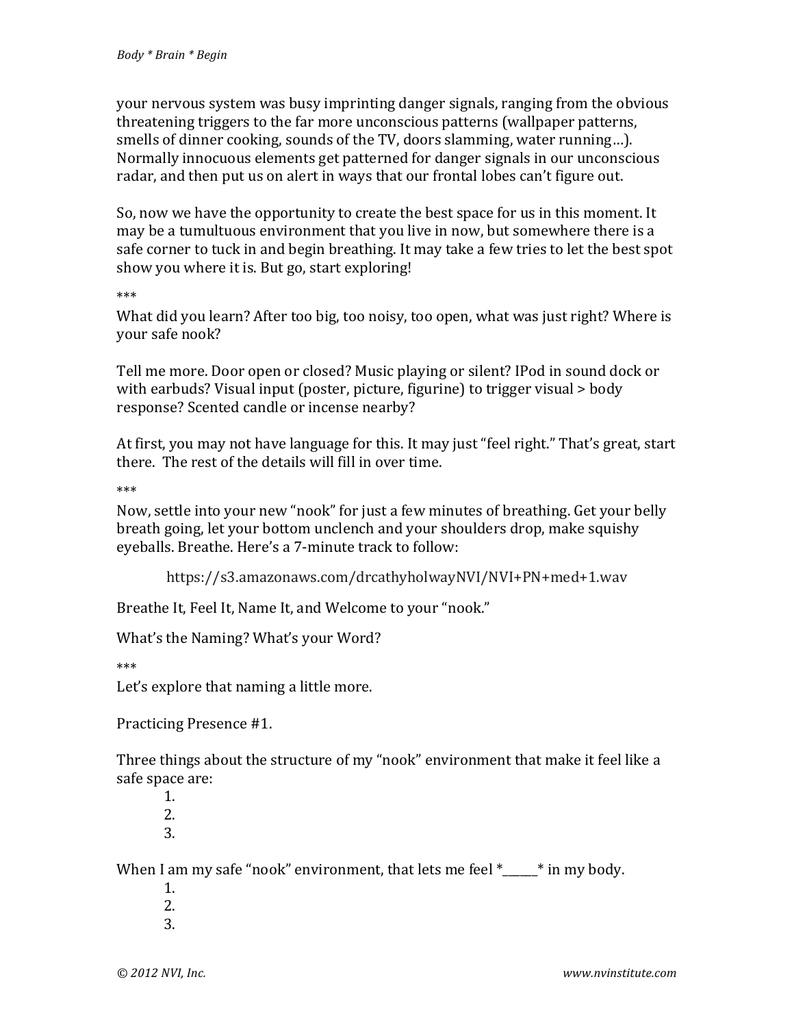your nervous system was busy imprinting danger signals, ranging from the obvious threatening triggers to the far more unconscious patterns (wallpaper patterns, smells of dinner cooking, sounds of the TV, doors slamming, water running…). Normally innocuous elements get patterned for danger signals in our unconscious radar, and then put us on alert in ways that our frontal lobes can't figure out.

So, now we have the opportunity to create the best space for us in this moment. It may be a tumultuous environment that you live in now, but somewhere there is a safe corner to tuck in and begin breathing. It may take a few tries to let the best spot show you where it is. But go, start exploring!

***

What did you learn? After too big, too noisy, too open, what was just right? Where is your safe nook?

Tell me more. Door open or closed? Music playing or silent? IPod in sound dock or with earbuds? Visual input (poster, picture, figurine) to trigger visual > body response? Scented candle or incense nearby?

At first, you may not have language for this. It may just "feel right." That's great, start there. The rest of the details will fill in over time.

***

Now, settle into your new "nook" for just a few minutes of breathing. Get your belly breath going, let your bottom unclench and your shoulders drop, make squishy eyeballs. Breathe. Here's a 7-minute track to follow:

https://s3.amazonaws.com/drcathyholwayNVI/NVI+PN+med+1.wav

Breathe It, Feel It, Name It, and Welcome to your "nook."

What's the Naming? What's your Word?

***

Let's explore that naming a little more.

Practicing Presence #1.

Three things about the structure of my "nook" environment that make it feel like a safe space are:

1. 
2. 
3. 

When I am my safe "nook" environment, that lets me feel *______* in my body.

1. 
2. 
3.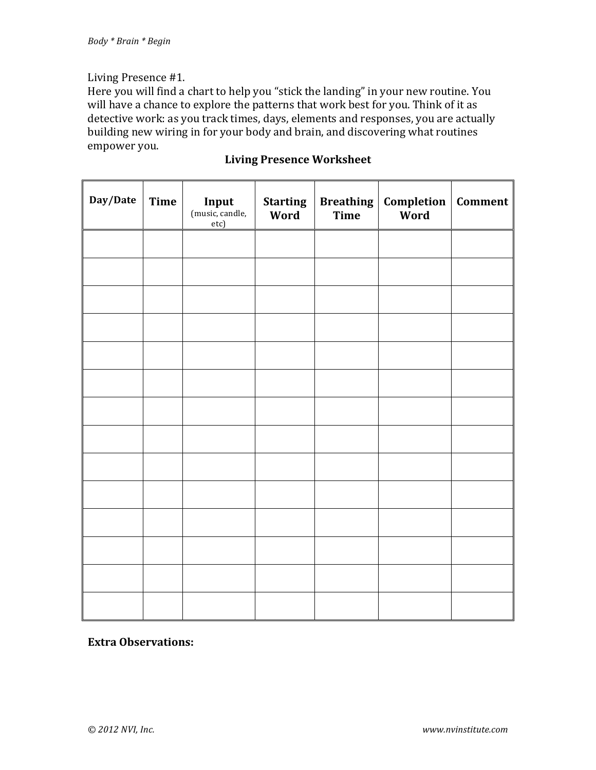Living Presence #1.
Here you will find a chart to help you "stick the landing" in your new routine. You will have a chance to explore the patterns that work best for you. Think of it as detective work: as you track times, days, elements and responses, you are actually building new wiring in for your body and brain, and discovering what routines empower you.

## Living Presence Worksheet

| Day/Date | Time | Input (music, candle, etc) | Starting Word | Breathing Time | Completion Word | Comment |
|---|---|---|---|---|---|---|
| | | | | | | |
| | | | | | | |
| | | | | | | |
| | | | | | | |
| | | | | | | |
| | | | | | | |
| | | | | | | |
| | | | | | | |
| | | | | | | |
| | | | | | | |
| | | | | | | |
| | | | | | | |
| | | | | | | |
| | | | | | | |

**Extra Observations:**